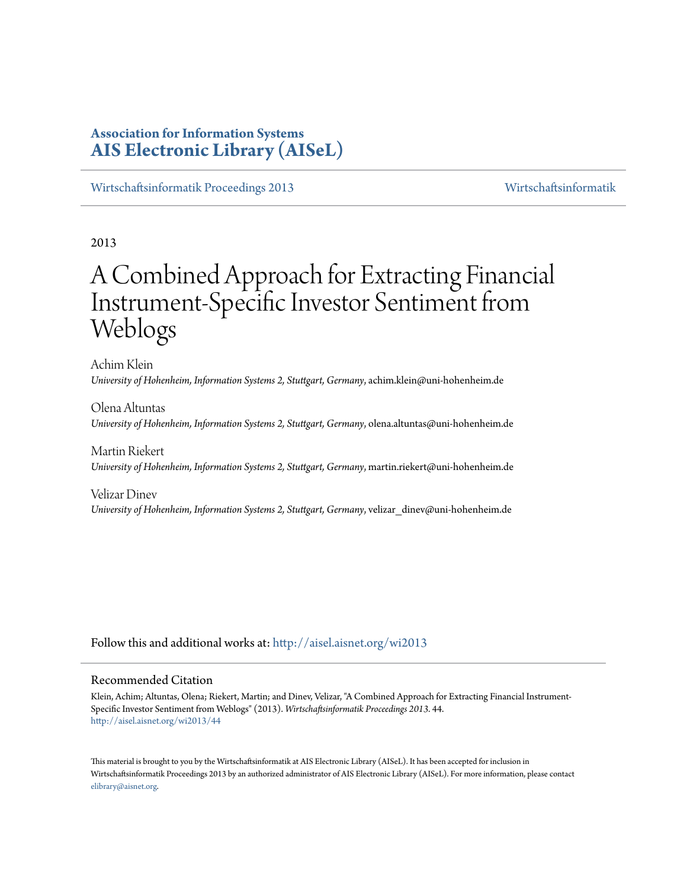**Association for Information Systems**
**AIS Electronic Library (AISeL)**

Wirtschaftsinformatik Proceedings 2013 — Wirtschaftsinformatik

2013

# A Combined Approach for Extracting Financial Instrument-Specific Investor Sentiment from Weblogs

Achim Klein
*University of Hohenheim, Information Systems 2, Stuttgart, Germany*, achim.klein@uni-hohenheim.de

Olena Altuntas
*University of Hohenheim, Information Systems 2, Stuttgart, Germany*, olena.altuntas@uni-hohenheim.de

Martin Riekert
*University of Hohenheim, Information Systems 2, Stuttgart, Germany*, martin.riekert@uni-hohenheim.de

Velizar Dinev
*University of Hohenheim, Information Systems 2, Stuttgart, Germany*, velizar_dinev@uni-hohenheim.de

Follow this and additional works at: http://aisel.aisnet.org/wi2013

## Recommended Citation

Klein, Achim; Altuntas, Olena; Riekert, Martin; and Dinev, Velizar, "A Combined Approach for Extracting Financial Instrument-Specific Investor Sentiment from Weblogs" (2013). *Wirtschaftsinformatik Proceedings 2013*. 44.
http://aisel.aisnet.org/wi2013/44

This material is brought to you by the Wirtschaftsinformatik at AIS Electronic Library (AISeL). It has been accepted for inclusion in Wirtschaftsinformatik Proceedings 2013 by an authorized administrator of AIS Electronic Library (AISeL). For more information, please contact elibrary@aisnet.org.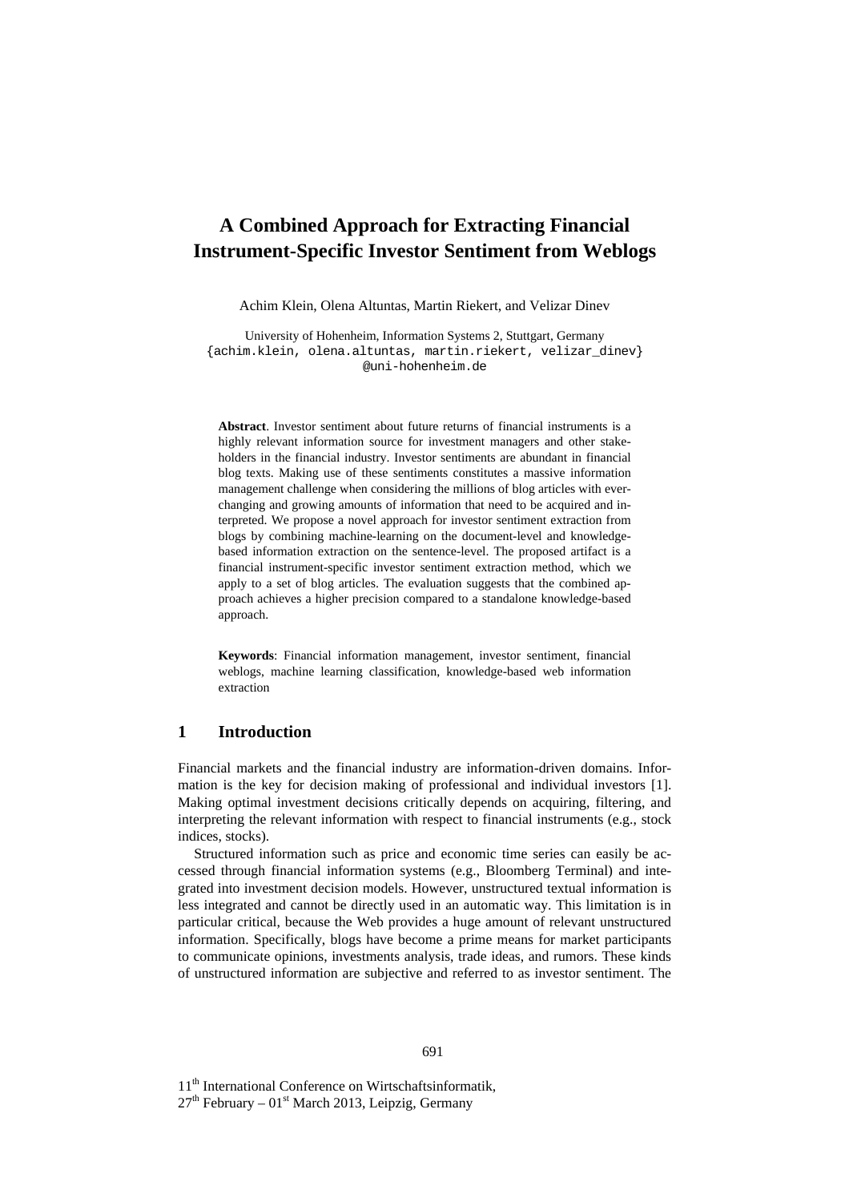# A Combined Approach for Extracting Financial Instrument-Specific Investor Sentiment from Weblogs

Achim Klein, Olena Altuntas, Martin Riekert, and Velizar Dinev

University of Hohenheim, Information Systems 2, Stuttgart, Germany
{achim.klein, olena.altuntas, martin.riekert, velizar_dinev}
@uni-hohenheim.de

**Abstract**. Investor sentiment about future returns of financial instruments is a highly relevant information source for investment managers and other stakeholders in the financial industry. Investor sentiments are abundant in financial blog texts. Making use of these sentiments constitutes a massive information management challenge when considering the millions of blog articles with ever-changing and growing amounts of information that need to be acquired and interpreted. We propose a novel approach for investor sentiment extraction from blogs by combining machine-learning on the document-level and knowledge-based information extraction on the sentence-level. The proposed artifact is a financial instrument-specific investor sentiment extraction method, which we apply to a set of blog articles. The evaluation suggests that the combined approach achieves a higher precision compared to a standalone knowledge-based approach.

**Keywords**: Financial information management, investor sentiment, financial weblogs, machine learning classification, knowledge-based web information extraction

## 1 Introduction

Financial markets and the financial industry are information-driven domains. Information is the key for decision making of professional and individual investors [1]. Making optimal investment decisions critically depends on acquiring, filtering, and interpreting the relevant information with respect to financial instruments (e.g., stock indices, stocks).

Structured information such as price and economic time series can easily be accessed through financial information systems (e.g., Bloomberg Terminal) and integrated into investment decision models. However, unstructured textual information is less integrated and cannot be directly used in an automatic way. This limitation is in particular critical, because the Web provides a huge amount of relevant unstructured information. Specifically, blogs have become a prime means for market participants to communicate opinions, investments analysis, trade ideas, and rumors. These kinds of unstructured information are subjective and referred to as investor sentiment. The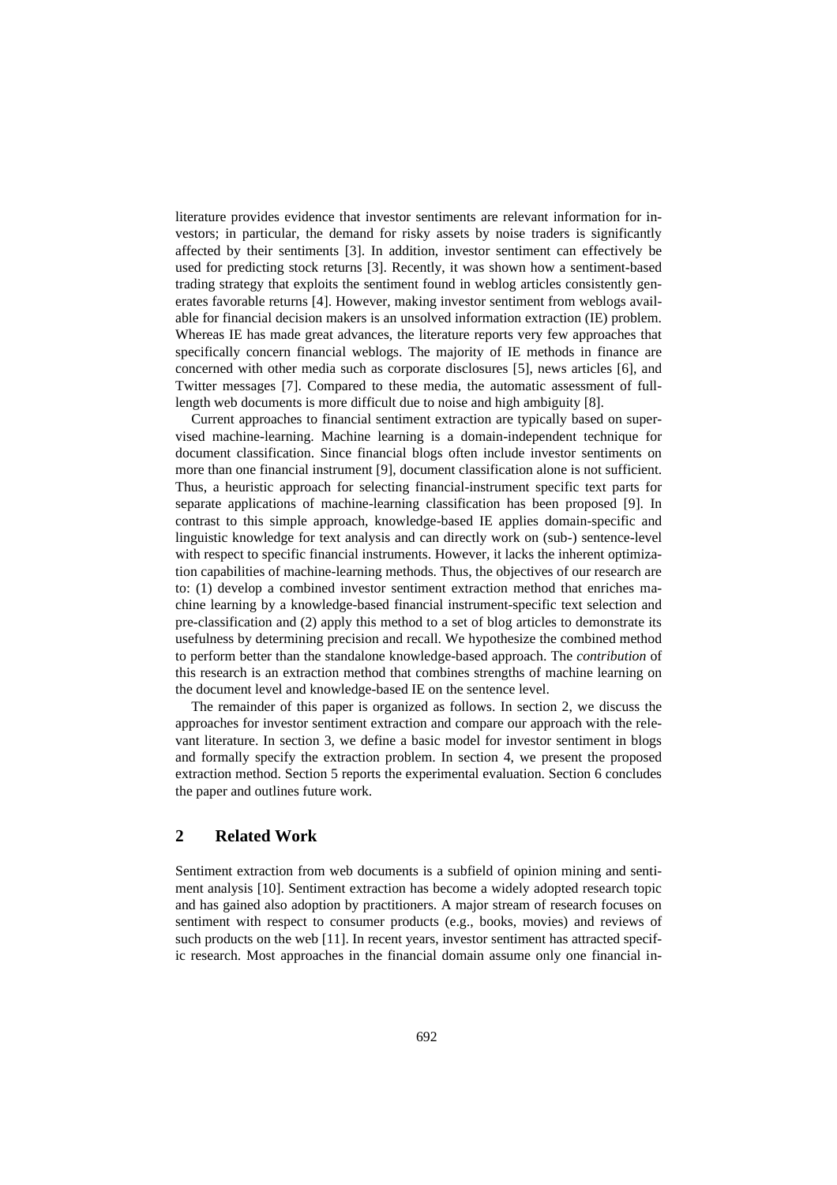literature provides evidence that investor sentiments are relevant information for investors; in particular, the demand for risky assets by noise traders is significantly affected by their sentiments [3]. In addition, investor sentiment can effectively be used for predicting stock returns [3]. Recently, it was shown how a sentiment-based trading strategy that exploits the sentiment found in weblog articles consistently generates favorable returns [4]. However, making investor sentiment from weblogs available for financial decision makers is an unsolved information extraction (IE) problem. Whereas IE has made great advances, the literature reports very few approaches that specifically concern financial weblogs. The majority of IE methods in finance are concerned with other media such as corporate disclosures [5], news articles [6], and Twitter messages [7]. Compared to these media, the automatic assessment of full-length web documents is more difficult due to noise and high ambiguity [8].

Current approaches to financial sentiment extraction are typically based on supervised machine-learning. Machine learning is a domain-independent technique for document classification. Since financial blogs often include investor sentiments on more than one financial instrument [9], document classification alone is not sufficient. Thus, a heuristic approach for selecting financial-instrument specific text parts for separate applications of machine-learning classification has been proposed [9]. In contrast to this simple approach, knowledge-based IE applies domain-specific and linguistic knowledge for text analysis and can directly work on (sub-) sentence-level with respect to specific financial instruments. However, it lacks the inherent optimization capabilities of machine-learning methods. Thus, the objectives of our research are to: (1) develop a combined investor sentiment extraction method that enriches machine learning by a knowledge-based financial instrument-specific text selection and pre-classification and (2) apply this method to a set of blog articles to demonstrate its usefulness by determining precision and recall. We hypothesize the combined method to perform better than the standalone knowledge-based approach. The *contribution* of this research is an extraction method that combines strengths of machine learning on the document level and knowledge-based IE on the sentence level.

The remainder of this paper is organized as follows. In section 2, we discuss the approaches for investor sentiment extraction and compare our approach with the relevant literature. In section 3, we define a basic model for investor sentiment in blogs and formally specify the extraction problem. In section 4, we present the proposed extraction method. Section 5 reports the experimental evaluation. Section 6 concludes the paper and outlines future work.

## 2 Related Work

Sentiment extraction from web documents is a subfield of opinion mining and sentiment analysis [10]. Sentiment extraction has become a widely adopted research topic and has gained also adoption by practitioners. A major stream of research focuses on sentiment with respect to consumer products (e.g., books, movies) and reviews of such products on the web [11]. In recent years, investor sentiment has attracted specific research. Most approaches in the financial domain assume only one financial in-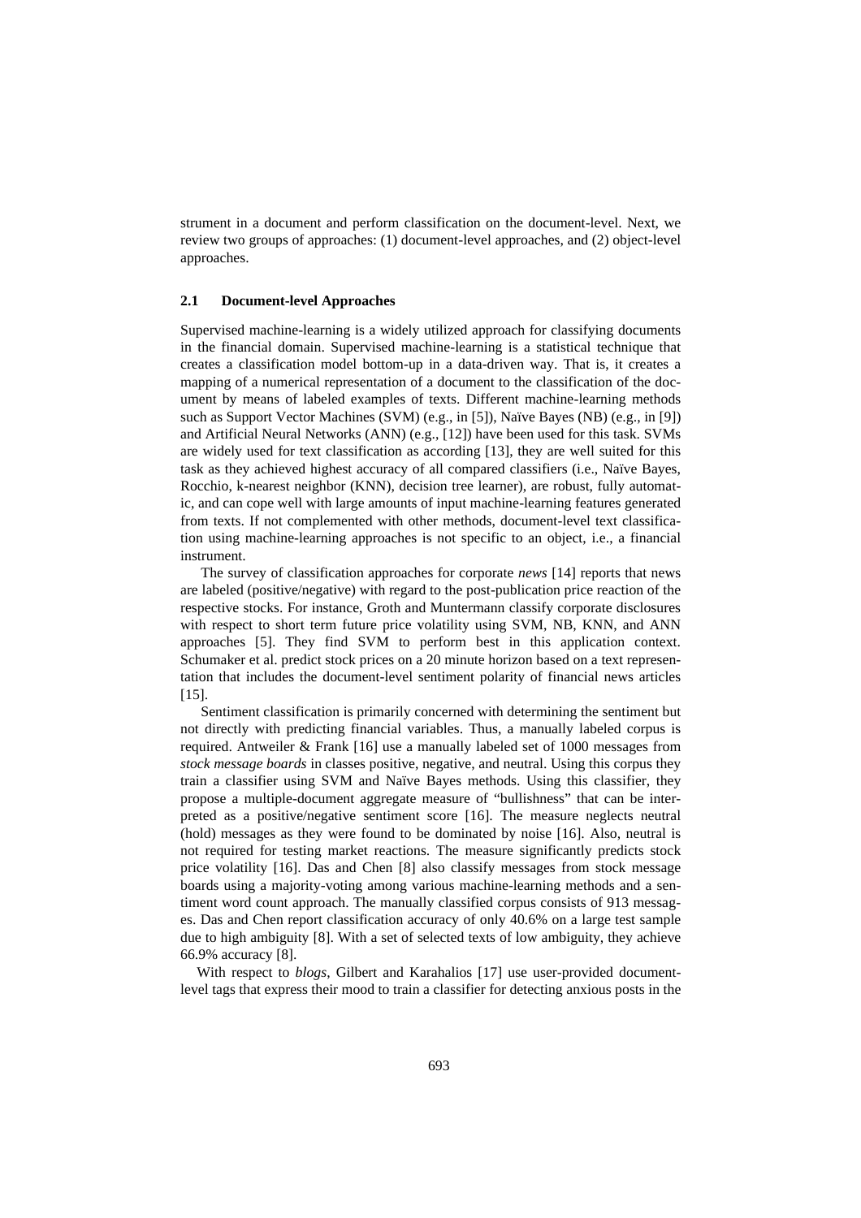strument in a document and perform classification on the document-level. Next, we review two groups of approaches: (1) document-level approaches, and (2) object-level approaches.

### 2.1 Document-level Approaches

Supervised machine-learning is a widely utilized approach for classifying documents in the financial domain. Supervised machine-learning is a statistical technique that creates a classification model bottom-up in a data-driven way. That is, it creates a mapping of a numerical representation of a document to the classification of the document by means of labeled examples of texts. Different machine-learning methods such as Support Vector Machines (SVM) (e.g., in [5]), Naïve Bayes (NB) (e.g., in [9]) and Artificial Neural Networks (ANN) (e.g., [12]) have been used for this task. SVMs are widely used for text classification as according [13], they are well suited for this task as they achieved highest accuracy of all compared classifiers (i.e., Naïve Bayes, Rocchio, k-nearest neighbor (KNN), decision tree learner), are robust, fully automatic, and can cope well with large amounts of input machine-learning features generated from texts. If not complemented with other methods, document-level text classification using machine-learning approaches is not specific to an object, i.e., a financial instrument.

The survey of classification approaches for corporate *news* [14] reports that news are labeled (positive/negative) with regard to the post-publication price reaction of the respective stocks. For instance, Groth and Muntermann classify corporate disclosures with respect to short term future price volatility using SVM, NB, KNN, and ANN approaches [5]. They find SVM to perform best in this application context. Schumaker et al. predict stock prices on a 20 minute horizon based on a text representation that includes the document-level sentiment polarity of financial news articles [15].

Sentiment classification is primarily concerned with determining the sentiment but not directly with predicting financial variables. Thus, a manually labeled corpus is required. Antweiler & Frank [16] use a manually labeled set of 1000 messages from *stock message boards* in classes positive, negative, and neutral. Using this corpus they train a classifier using SVM and Naïve Bayes methods. Using this classifier, they propose a multiple-document aggregate measure of "bullishness" that can be interpreted as a positive/negative sentiment score [16]. The measure neglects neutral (hold) messages as they were found to be dominated by noise [16]. Also, neutral is not required for testing market reactions. The measure significantly predicts stock price volatility [16]. Das and Chen [8] also classify messages from stock message boards using a majority-voting among various machine-learning methods and a sentiment word count approach. The manually classified corpus consists of 913 messages. Das and Chen report classification accuracy of only 40.6% on a large test sample due to high ambiguity [8]. With a set of selected texts of low ambiguity, they achieve 66.9% accuracy [8].

With respect to *blogs*, Gilbert and Karahalios [17] use user-provided document-level tags that express their mood to train a classifier for detecting anxious posts in the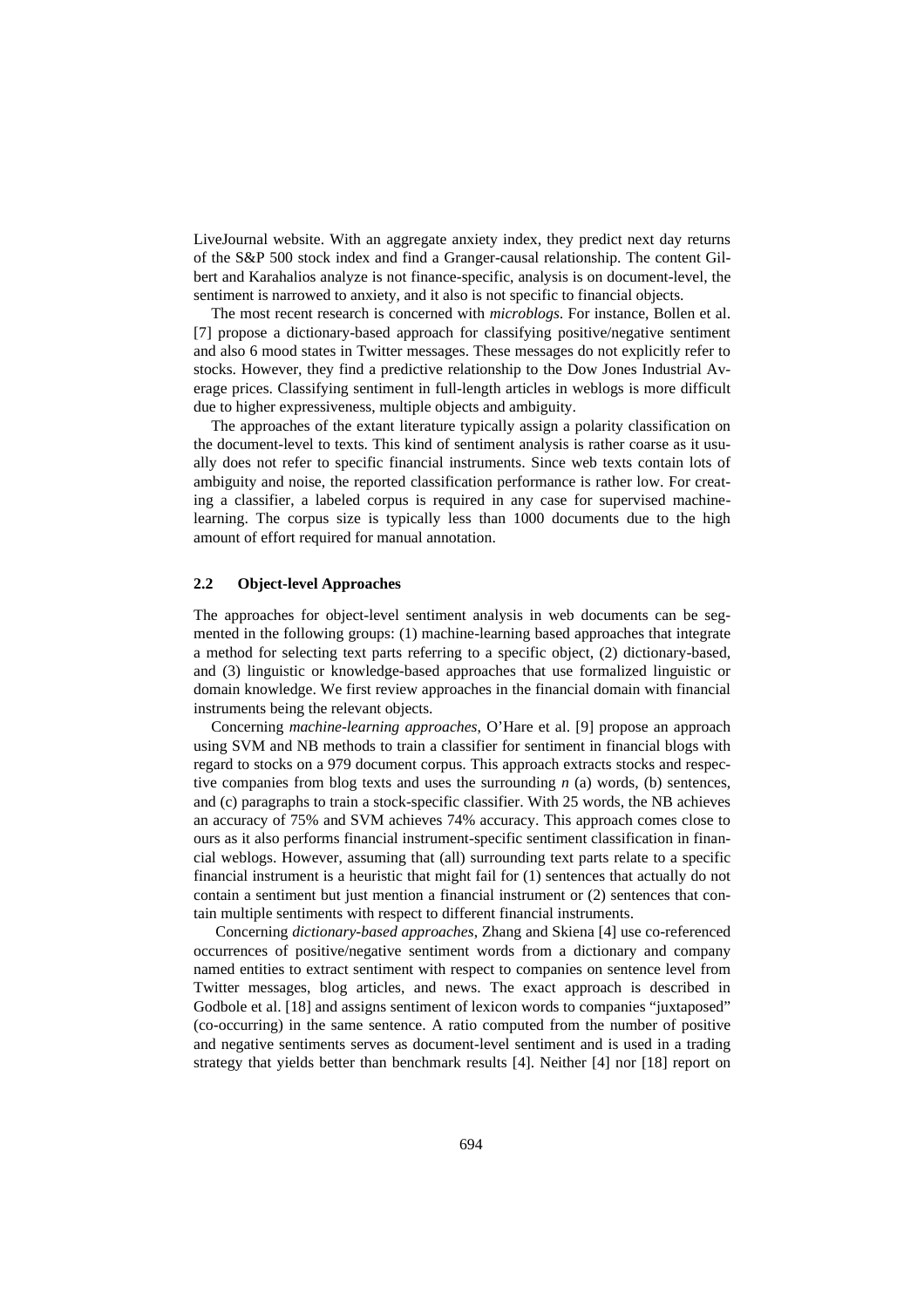LiveJournal website. With an aggregate anxiety index, they predict next day returns of the S&P 500 stock index and find a Granger-causal relationship. The content Gilbert and Karahalios analyze is not finance-specific, analysis is on document-level, the sentiment is narrowed to anxiety, and it also is not specific to financial objects.

The most recent research is concerned with *microblogs*. For instance, Bollen et al. [7] propose a dictionary-based approach for classifying positive/negative sentiment and also 6 mood states in Twitter messages. These messages do not explicitly refer to stocks. However, they find a predictive relationship to the Dow Jones Industrial Average prices. Classifying sentiment in full-length articles in weblogs is more difficult due to higher expressiveness, multiple objects and ambiguity.

The approaches of the extant literature typically assign a polarity classification on the document-level to texts. This kind of sentiment analysis is rather coarse as it usually does not refer to specific financial instruments. Since web texts contain lots of ambiguity and noise, the reported classification performance is rather low. For creating a classifier, a labeled corpus is required in any case for supervised machine-learning. The corpus size is typically less than 1000 documents due to the high amount of effort required for manual annotation.

### 2.2 Object-level Approaches

The approaches for object-level sentiment analysis in web documents can be segmented in the following groups: (1) machine-learning based approaches that integrate a method for selecting text parts referring to a specific object, (2) dictionary-based, and (3) linguistic or knowledge-based approaches that use formalized linguistic or domain knowledge. We first review approaches in the financial domain with financial instruments being the relevant objects.

Concerning *machine-learning approaches*, O'Hare et al. [9] propose an approach using SVM and NB methods to train a classifier for sentiment in financial blogs with regard to stocks on a 979 document corpus. This approach extracts stocks and respective companies from blog texts and uses the surrounding *n* (a) words, (b) sentences, and (c) paragraphs to train a stock-specific classifier. With 25 words, the NB achieves an accuracy of 75% and SVM achieves 74% accuracy. This approach comes close to ours as it also performs financial instrument-specific sentiment classification in financial weblogs. However, assuming that (all) surrounding text parts relate to a specific financial instrument is a heuristic that might fail for (1) sentences that actually do not contain a sentiment but just mention a financial instrument or (2) sentences that contain multiple sentiments with respect to different financial instruments.

Concerning *dictionary-based approaches*, Zhang and Skiena [4] use co-referenced occurrences of positive/negative sentiment words from a dictionary and company named entities to extract sentiment with respect to companies on sentence level from Twitter messages, blog articles, and news. The exact approach is described in Godbole et al. [18] and assigns sentiment of lexicon words to companies "juxtaposed" (co-occurring) in the same sentence. A ratio computed from the number of positive and negative sentiments serves as document-level sentiment and is used in a trading strategy that yields better than benchmark results [4]. Neither [4] nor [18] report on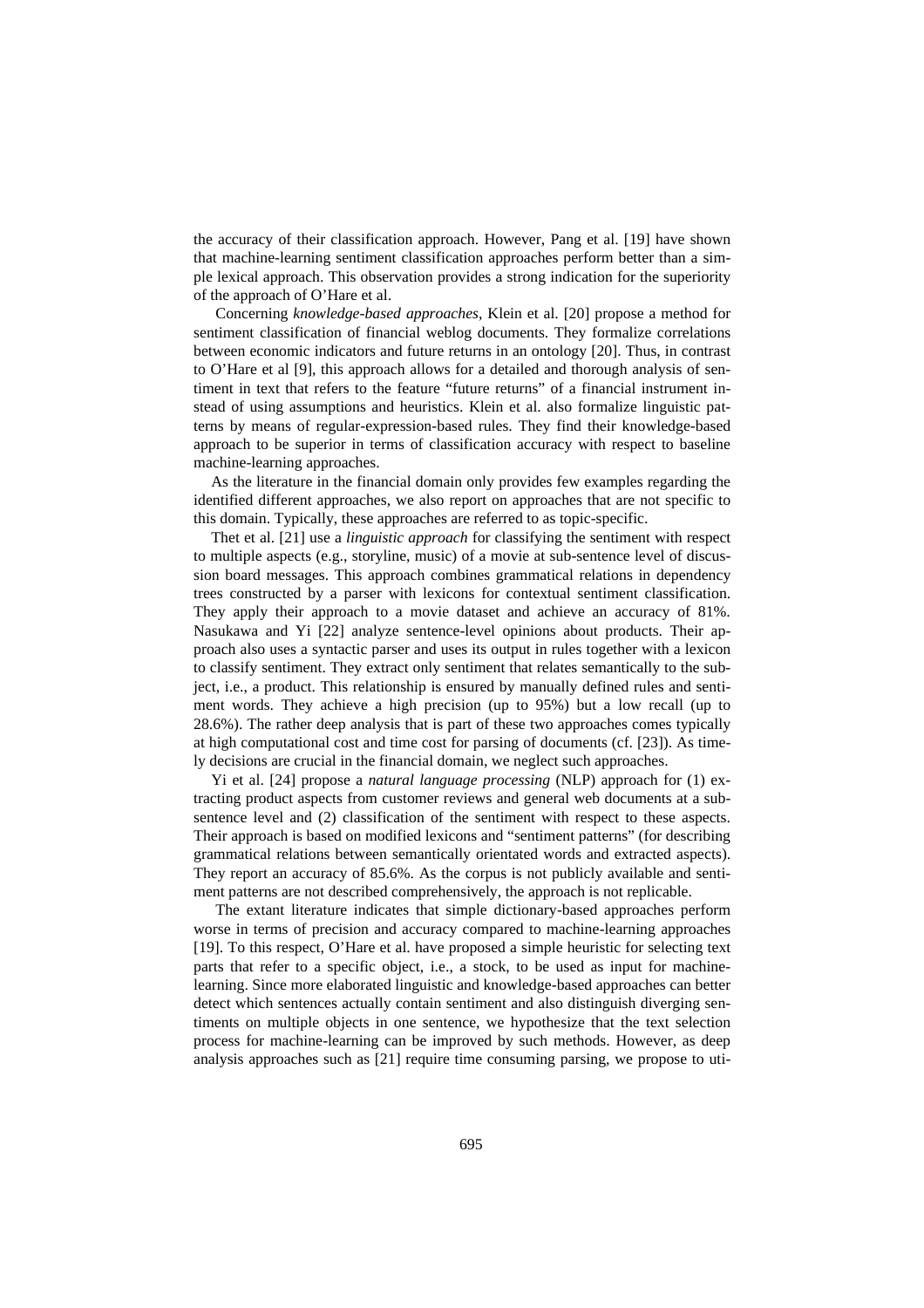the accuracy of their classification approach. However, Pang et al. [19] have shown that machine-learning sentiment classification approaches perform better than a simple lexical approach. This observation provides a strong indication for the superiority of the approach of O'Hare et al.

Concerning *knowledge-based approaches*, Klein et al. [20] propose a method for sentiment classification of financial weblog documents. They formalize correlations between economic indicators and future returns in an ontology [20]. Thus, in contrast to O'Hare et al [9], this approach allows for a detailed and thorough analysis of sentiment in text that refers to the feature "future returns" of a financial instrument instead of using assumptions and heuristics. Klein et al. also formalize linguistic patterns by means of regular-expression-based rules. They find their knowledge-based approach to be superior in terms of classification accuracy with respect to baseline machine-learning approaches.

As the literature in the financial domain only provides few examples regarding the identified different approaches, we also report on approaches that are not specific to this domain. Typically, these approaches are referred to as topic-specific.

Thet et al. [21] use a *linguistic approach* for classifying the sentiment with respect to multiple aspects (e.g., storyline, music) of a movie at sub-sentence level of discussion board messages. This approach combines grammatical relations in dependency trees constructed by a parser with lexicons for contextual sentiment classification. They apply their approach to a movie dataset and achieve an accuracy of 81%. Nasukawa and Yi [22] analyze sentence-level opinions about products. Their approach also uses a syntactic parser and uses its output in rules together with a lexicon to classify sentiment. They extract only sentiment that relates semantically to the subject, i.e., a product. This relationship is ensured by manually defined rules and sentiment words. They achieve a high precision (up to 95%) but a low recall (up to 28.6%). The rather deep analysis that is part of these two approaches comes typically at high computational cost and time cost for parsing of documents (cf. [23]). As timely decisions are crucial in the financial domain, we neglect such approaches.

Yi et al. [24] propose a *natural language processing* (NLP) approach for (1) extracting product aspects from customer reviews and general web documents at a sub-sentence level and (2) classification of the sentiment with respect to these aspects. Their approach is based on modified lexicons and "sentiment patterns" (for describing grammatical relations between semantically orientated words and extracted aspects). They report an accuracy of 85.6%. As the corpus is not publicly available and sentiment patterns are not described comprehensively, the approach is not replicable.

The extant literature indicates that simple dictionary-based approaches perform worse in terms of precision and accuracy compared to machine-learning approaches [19]. To this respect, O'Hare et al. have proposed a simple heuristic for selecting text parts that refer to a specific object, i.e., a stock, to be used as input for machine-learning. Since more elaborated linguistic and knowledge-based approaches can better detect which sentences actually contain sentiment and also distinguish diverging sentiments on multiple objects in one sentence, we hypothesize that the text selection process for machine-learning can be improved by such methods. However, as deep analysis approaches such as [21] require time consuming parsing, we propose to uti-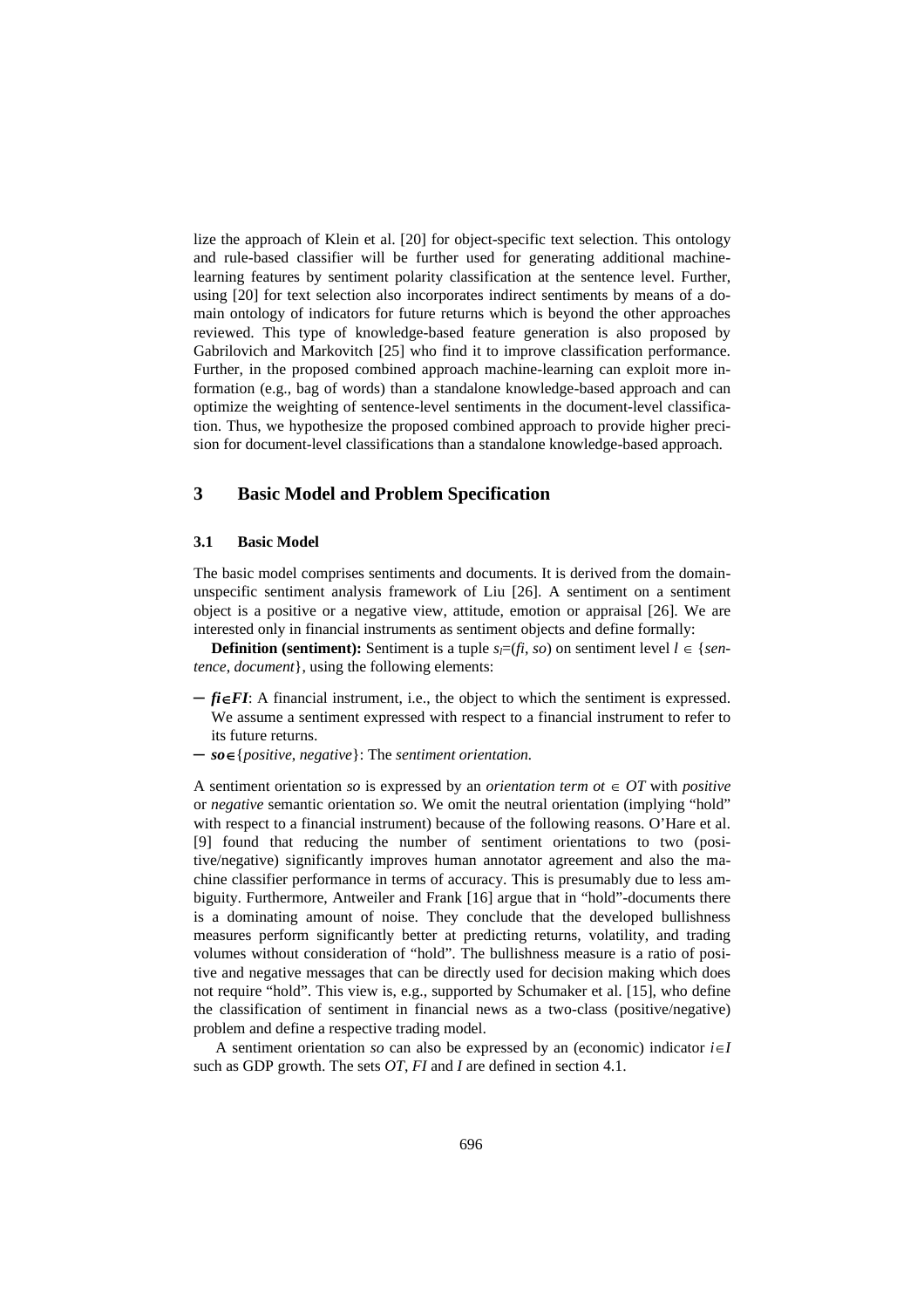lize the approach of Klein et al. [20] for object-specific text selection. This ontology and rule-based classifier will be further used for generating additional machine-learning features by sentiment polarity classification at the sentence level. Further, using [20] for text selection also incorporates indirect sentiments by means of a domain ontology of indicators for future returns which is beyond the other approaches reviewed. This type of knowledge-based feature generation is also proposed by Gabrilovich and Markovitch [25] who find it to improve classification performance. Further, in the proposed combined approach machine-learning can exploit more information (e.g., bag of words) than a standalone knowledge-based approach and can optimize the weighting of sentence-level sentiments in the document-level classification. Thus, we hypothesize the proposed combined approach to provide higher precision for document-level classifications than a standalone knowledge-based approach.

## 3 Basic Model and Problem Specification

### 3.1 Basic Model

The basic model comprises sentiments and documents. It is derived from the domain-unspecific sentiment analysis framework of Liu [26]. A sentiment on a sentiment object is a positive or a negative view, attitude, emotion or appraisal [26]. We are interested only in financial instruments as sentiment objects and define formally:

**Definition (sentiment):** Sentiment is a tuple $s_l=(fi, so)$ on sentiment level $l \in \{sentence, document\}$, using the following elements:

- $fi \in FI$: A financial instrument, i.e., the object to which the sentiment is expressed. We assume a sentiment expressed with respect to a financial instrument to refer to its future returns.
- $so \in \{positive, negative\}$: The *sentiment orientation.*

A sentiment orientation $so$ is expressed by an *orientation term* $ot \in OT$ with *positive* or *negative* semantic orientation $so$. We omit the neutral orientation (implying "hold" with respect to a financial instrument) because of the following reasons. O'Hare et al. [9] found that reducing the number of sentiment orientations to two (positive/negative) significantly improves human annotator agreement and also the machine classifier performance in terms of accuracy. This is presumably due to less ambiguity. Furthermore, Antweiler and Frank [16] argue that in "hold"-documents there is a dominating amount of noise. They conclude that the developed bullishness measures perform significantly better at predicting returns, volatility, and trading volumes without consideration of "hold". The bullishness measure is a ratio of positive and negative messages that can be directly used for decision making which does not require "hold". This view is, e.g., supported by Schumaker et al. [15], who define the classification of sentiment in financial news as a two-class (positive/negative) problem and define a respective trading model.

A sentiment orientation $so$ can also be expressed by an (economic) indicator $i \in I$ such as GDP growth. The sets $OT$, $FI$ and $I$ are defined in section 4.1.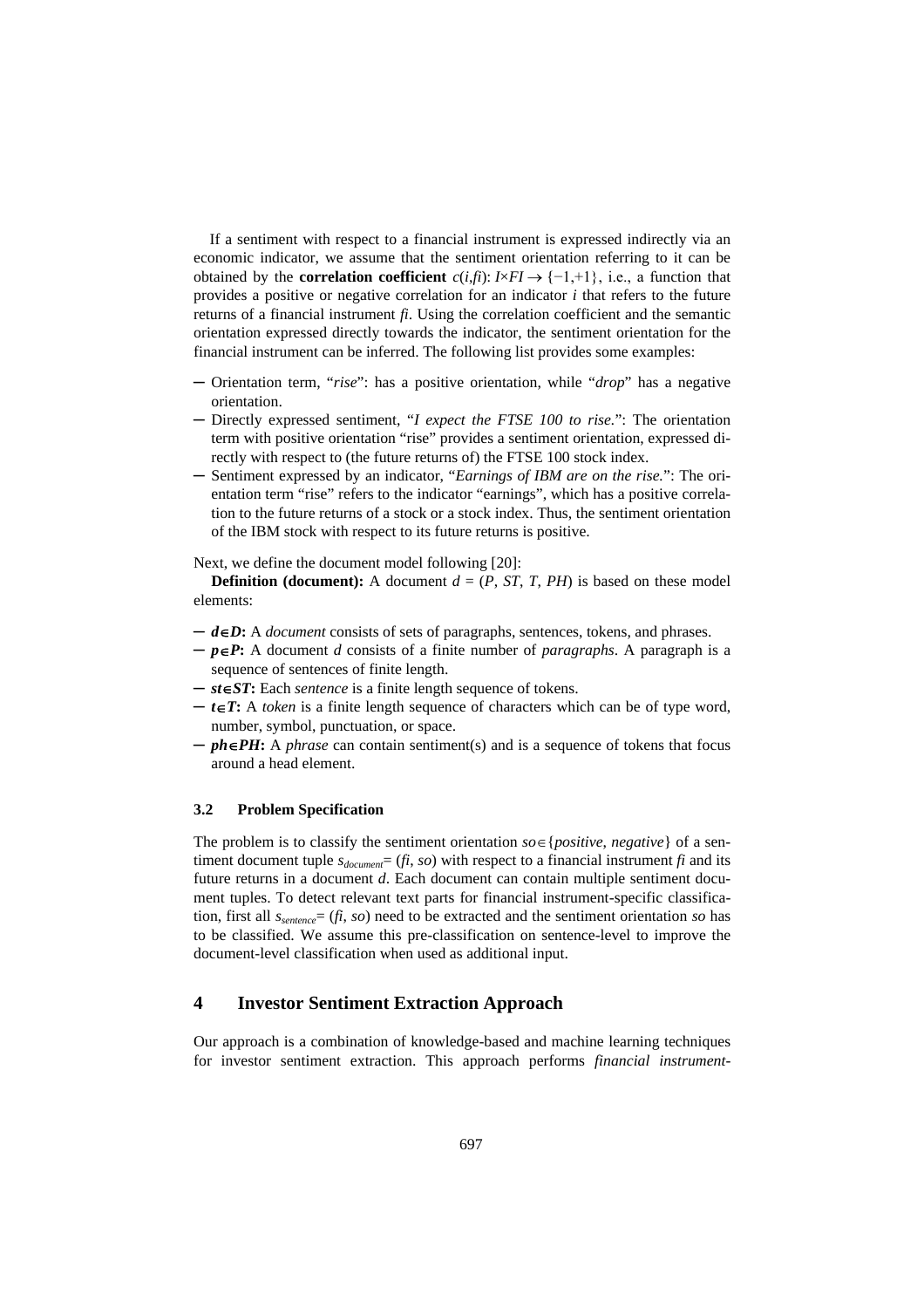If a sentiment with respect to a financial instrument is expressed indirectly via an economic indicator, we assume that the sentiment orientation referring to it can be obtained by the **correlation coefficient** $c(i,fi)$: $I \times FI \rightarrow \{-1,+1\}$, i.e., a function that provides a positive or negative correlation for an indicator $i$ that refers to the future returns of a financial instrument $fi$. Using the correlation coefficient and the semantic orientation expressed directly towards the indicator, the sentiment orientation for the financial instrument can be inferred. The following list provides some examples:

- Orientation term, "*rise*": has a positive orientation, while "*drop*" has a negative orientation.
- Directly expressed sentiment, "*I expect the FTSE 100 to rise.*": The orientation term with positive orientation "rise" provides a sentiment orientation, expressed directly with respect to (the future returns of) the FTSE 100 stock index.
- Sentiment expressed by an indicator, "*Earnings of IBM are on the rise.*": The orientation term "rise" refers to the indicator "earnings", which has a positive correlation to the future returns of a stock or a stock index. Thus, the sentiment orientation of the IBM stock with respect to its future returns is positive.

Next, we define the document model following [20]:

**Definition (document):** A document $d = (P, ST, T, PH)$ is based on these model elements:

- $d \in D$**:** A *document* consists of sets of paragraphs, sentences, tokens, and phrases.
- $p \in P$**:** A document $d$ consists of a finite number of *paragraphs*. A paragraph is a sequence of sentences of finite length.
- $st \in ST$**:** Each *sentence* is a finite length sequence of tokens.
- $t \in T$**:** A *token* is a finite length sequence of characters which can be of type word, number, symbol, punctuation, or space.
- $ph \in PH$**:** A *phrase* can contain sentiment(s) and is a sequence of tokens that focus around a head element.

### 3.2 Problem Specification

The problem is to classify the sentiment orientation $so \in \{positive, negative\}$ of a sentiment document tuple $s_{document} = (fi, so)$ with respect to a financial instrument $fi$ and its future returns in a document $d$. Each document can contain multiple sentiment document tuples. To detect relevant text parts for financial instrument-specific classification, first all $s_{sentence} = (fi, so)$ need to be extracted and the sentiment orientation $so$ has to be classified. We assume this pre-classification on sentence-level to improve the document-level classification when used as additional input.

## 4 Investor Sentiment Extraction Approach

Our approach is a combination of knowledge-based and machine learning techniques for investor sentiment extraction. This approach performs *financial instrument-*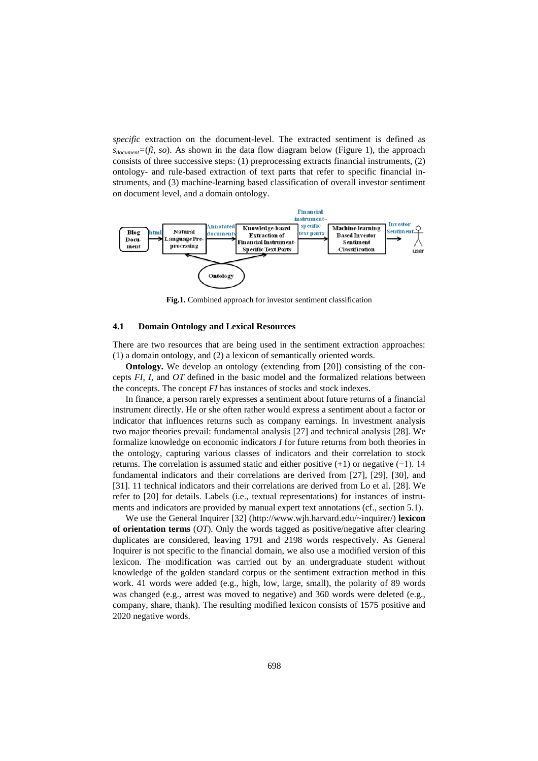*specific* extraction on the document-level. The extracted sentiment is defined as $s_{document}=(fi, so)$. As shown in the data flow diagram below (Figure 1), the approach consists of three successive steps: (1) preprocessing extracts financial instruments, (2) ontology- and rule-based extraction of text parts that refer to specific financial instruments, and (3) machine-learning based classification of overall investor sentiment on document level, and a domain ontology.

**Fig.1.** Combined approach for investor sentiment classification

### 4.1 Domain Ontology and Lexical Resources

There are two resources that are being used in the sentiment extraction approaches: (1) a domain ontology, and (2) a lexicon of semantically oriented words.

**Ontology.** We develop an ontology (extending from [20]) consisting of the concepts *FI*, *I*, and *OT* defined in the basic model and the formalized relations between the concepts. The concept *FI* has instances of stocks and stock indexes.

In finance, a person rarely expresses a sentiment about future returns of a financial instrument directly. He or she often rather would express a sentiment about a factor or indicator that influences returns such as company earnings. In investment analysis two major theories prevail: fundamental analysis [27] and technical analysis [28]. We formalize knowledge on economic indicators *I* for future returns from both theories in the ontology, capturing various classes of indicators and their correlation to stock returns. The correlation is assumed static and either positive (+1) or negative (−1). 14 fundamental indicators and their correlations are derived from [27], [29], [30], and [31]. 11 technical indicators and their correlations are derived from Lo et al. [28]. We refer to [20] for details. Labels (i.e., textual representations) for instances of instruments and indicators are provided by manual expert text annotations (cf., section 5.1).

We use the General Inquirer [32] (http://www.wjh.harvard.edu/~inquirer/) **lexicon of orientation terms** (*OT*). Only the words tagged as positive/negative after clearing duplicates are considered, leaving 1791 and 2198 words respectively. As General Inquirer is not specific to the financial domain, we also use a modified version of this lexicon. The modification was carried out by an undergraduate student without knowledge of the golden standard corpus or the sentiment extraction method in this work. 41 words were added (e.g., high, low, large, small), the polarity of 89 words was changed (e.g., arrest was moved to negative) and 360 words were deleted (e.g., company, share, thank). The resulting modified lexicon consists of 1575 positive and 2020 negative words.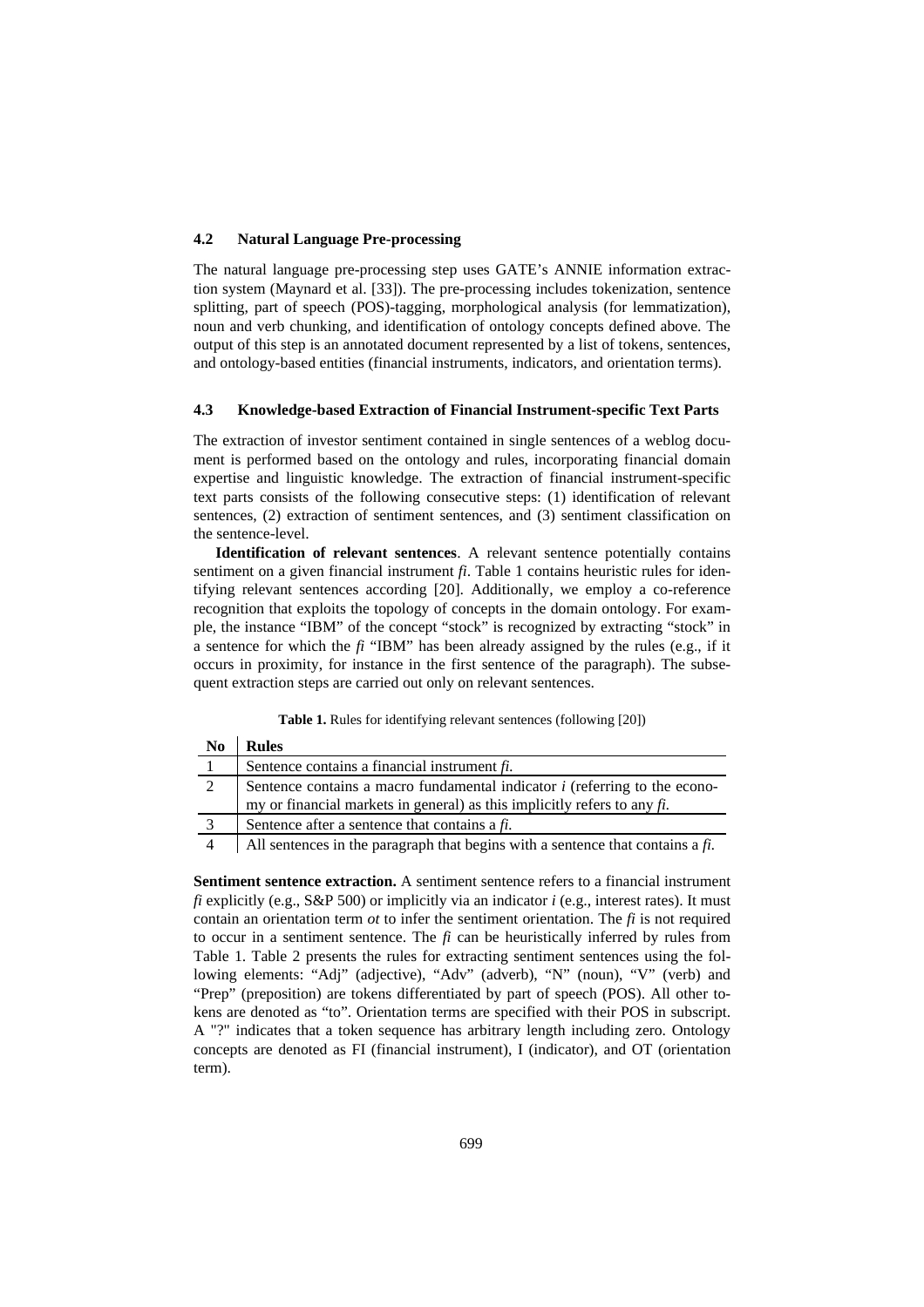### 4.2 Natural Language Pre-processing

The natural language pre-processing step uses GATE's ANNIE information extraction system (Maynard et al. [33]). The pre-processing includes tokenization, sentence splitting, part of speech (POS)-tagging, morphological analysis (for lemmatization), noun and verb chunking, and identification of ontology concepts defined above. The output of this step is an annotated document represented by a list of tokens, sentences, and ontology-based entities (financial instruments, indicators, and orientation terms).

### 4.3 Knowledge-based Extraction of Financial Instrument-specific Text Parts

The extraction of investor sentiment contained in single sentences of a weblog document is performed based on the ontology and rules, incorporating financial domain expertise and linguistic knowledge. The extraction of financial instrument-specific text parts consists of the following consecutive steps: (1) identification of relevant sentences, (2) extraction of sentiment sentences, and (3) sentiment classification on the sentence-level.

**Identification of relevant sentences**. A relevant sentence potentially contains sentiment on a given financial instrument *fi*. Table 1 contains heuristic rules for identifying relevant sentences according [20]. Additionally, we employ a co-reference recognition that exploits the topology of concepts in the domain ontology. For example, the instance "IBM" of the concept "stock" is recognized by extracting "stock" in a sentence for which the *fi* "IBM" has been already assigned by the rules (e.g., if it occurs in proximity, for instance in the first sentence of the paragraph). The subsequent extraction steps are carried out only on relevant sentences.

**Table 1.** Rules for identifying relevant sentences (following [20])

| No | Rules |
|---|---|
| 1 | Sentence contains a financial instrument *fi*. |
| 2 | Sentence contains a macro fundamental indicator *i* (referring to the economy or financial markets in general) as this implicitly refers to any *fi*. |
| 3 | Sentence after a sentence that contains a *fi*. |
| 4 | All sentences in the paragraph that begins with a sentence that contains a *fi*. |

**Sentiment sentence extraction.** A sentiment sentence refers to a financial instrument *fi* explicitly (e.g., S&P 500) or implicitly via an indicator *i* (e.g., interest rates). It must contain an orientation term *ot* to infer the sentiment orientation. The *fi* is not required to occur in a sentiment sentence. The *fi* can be heuristically inferred by rules from Table 1. Table 2 presents the rules for extracting sentiment sentences using the following elements: "Adj" (adjective), "Adv" (adverb), "N" (noun), "V" (verb) and "Prep" (preposition) are tokens differentiated by part of speech (POS). All other tokens are denoted as "to". Orientation terms are specified with their POS in subscript. A "?" indicates that a token sequence has arbitrary length including zero. Ontology concepts are denoted as FI (financial instrument), I (indicator), and OT (orientation term).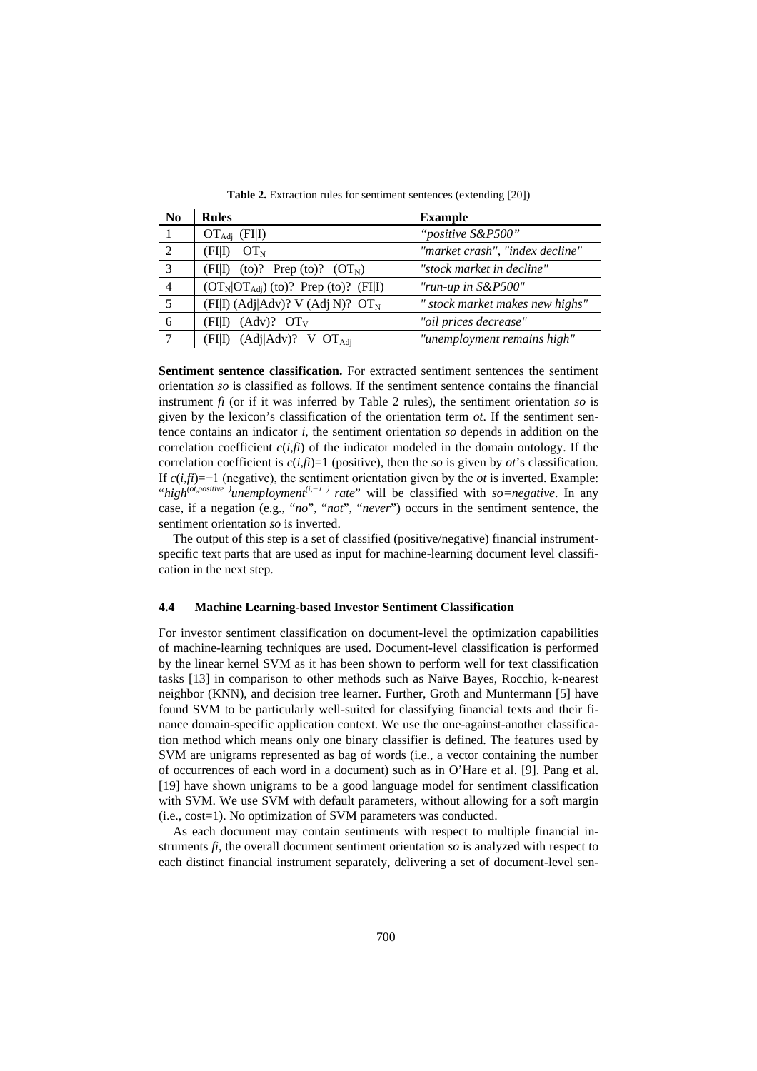**Table 2.** Extraction rules for sentiment sentences (extending [20])

| No | Rules | Example |
|---|---|---|
| 1 | $OT_{Adj}$ (FI\|I) | *"positive S&P500"* |
| 2 | (FI\|I) $OT_N$ | *"market crash", "index decline"* |
| 3 | (FI\|I) (to)? Prep (to)? ($OT_N$) | *"stock market in decline"* |
| 4 | ($OT_N$\|$OT_{Adj}$) (to)? Prep (to)? (FI\|I) | *"run-up in S&P500"* |
| 5 | (FI\|I) (Adj\|Adv)? V (Adj\|N)? $OT_N$ | *" stock market makes new highs"* |
| 6 | (FI\|I) (Adv)? $OT_V$ | *"oil prices decrease"* |
| 7 | (FI\|I) (Adj\|Adv)? V $OT_{Adj}$ | *"unemployment remains high"* |

**Sentiment sentence classification.** For extracted sentiment sentences the sentiment orientation *so* is classified as follows. If the sentiment sentence contains the financial instrument *fi* (or if it was inferred by Table 2 rules), the sentiment orientation *so* is given by the lexicon's classification of the orientation term *ot*. If the sentiment sentence contains an indicator *i*, the sentiment orientation *so* depends in addition on the correlation coefficient $c(i,fi)$ of the indicator modeled in the domain ontology. If the correlation coefficient is $c(i,fi)=1$ (positive), then the *so* is given by *ot*'s classification. If $c(i,fi)=-1$ (negative), the sentiment orientation given by the *ot* is inverted. Example: "$high^{(ot, positive)}$ $unemployment^{(i,-1)}$ *rate*" will be classified with *so=negative*. In any case, if a negation (e.g., "*no*", "*not*", "*never*") occurs in the sentiment sentence, the sentiment orientation *so* is inverted.

The output of this step is a set of classified (positive/negative) financial instrument-specific text parts that are used as input for machine-learning document level classification in the next step.

### 4.4 Machine Learning-based Investor Sentiment Classification

For investor sentiment classification on document-level the optimization capabilities of machine-learning techniques are used. Document-level classification is performed by the linear kernel SVM as it has been shown to perform well for text classification tasks [13] in comparison to other methods such as Naïve Bayes, Rocchio, k-nearest neighbor (KNN), and decision tree learner. Further, Groth and Muntermann [5] have found SVM to be particularly well-suited for classifying financial texts and their finance domain-specific application context. We use the one-against-another classification method which means only one binary classifier is defined. The features used by SVM are unigrams represented as bag of words (i.e., a vector containing the number of occurrences of each word in a document) such as in O'Hare et al. [9]. Pang et al. [19] have shown unigrams to be a good language model for sentiment classification with SVM. We use SVM with default parameters, without allowing for a soft margin (i.e., cost=1). No optimization of SVM parameters was conducted.

As each document may contain sentiments with respect to multiple financial instruments *fi*, the overall document sentiment orientation *so* is analyzed with respect to each distinct financial instrument separately, delivering a set of document-level sen-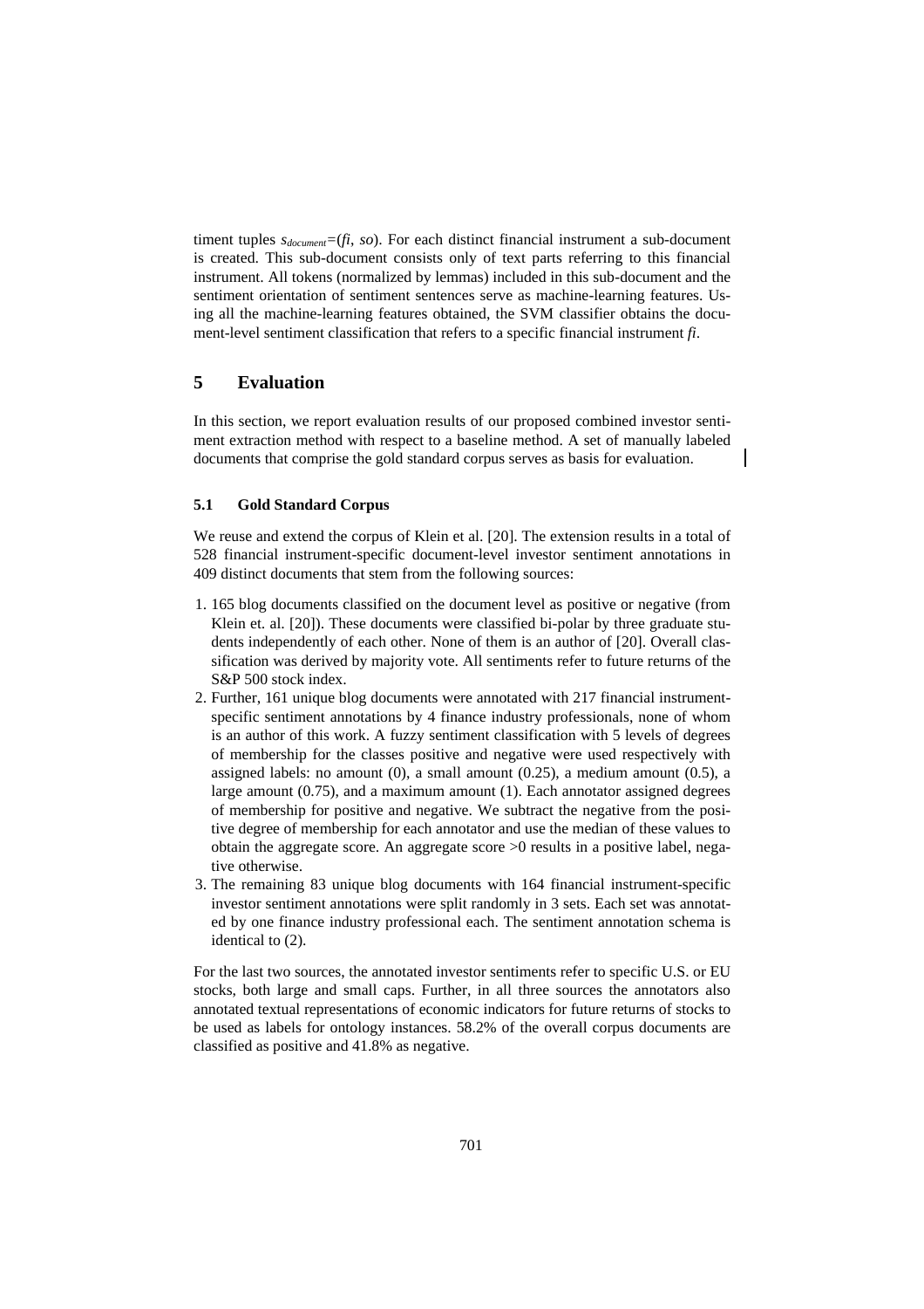timent tuples $s_{document}$=(*fi*, *so*). For each distinct financial instrument a sub-document is created. This sub-document consists only of text parts referring to this financial instrument. All tokens (normalized by lemmas) included in this sub-document and the sentiment orientation of sentiment sentences serve as machine-learning features. Using all the machine-learning features obtained, the SVM classifier obtains the document-level sentiment classification that refers to a specific financial instrument *fi*.

## 5 Evaluation

In this section, we report evaluation results of our proposed combined investor sentiment extraction method with respect to a baseline method. A set of manually labeled documents that comprise the gold standard corpus serves as basis for evaluation.

### 5.1 Gold Standard Corpus

We reuse and extend the corpus of Klein et al. [20]. The extension results in a total of 528 financial instrument-specific document-level investor sentiment annotations in 409 distinct documents that stem from the following sources:

1. 165 blog documents classified on the document level as positive or negative (from Klein et. al. [20]). These documents were classified bi-polar by three graduate students independently of each other. None of them is an author of [20]. Overall classification was derived by majority vote. All sentiments refer to future returns of the S&P 500 stock index.
2. Further, 161 unique blog documents were annotated with 217 financial instrument-specific sentiment annotations by 4 finance industry professionals, none of whom is an author of this work. A fuzzy sentiment classification with 5 levels of degrees of membership for the classes positive and negative were used respectively with assigned labels: no amount (0), a small amount (0.25), a medium amount (0.5), a large amount (0.75), and a maximum amount (1). Each annotator assigned degrees of membership for positive and negative. We subtract the negative from the positive degree of membership for each annotator and use the median of these values to obtain the aggregate score. An aggregate score >0 results in a positive label, negative otherwise.
3. The remaining 83 unique blog documents with 164 financial instrument-specific investor sentiment annotations were split randomly in 3 sets. Each set was annotated by one finance industry professional each. The sentiment annotation schema is identical to (2).

For the last two sources, the annotated investor sentiments refer to specific U.S. or EU stocks, both large and small caps. Further, in all three sources the annotators also annotated textual representations of economic indicators for future returns of stocks to be used as labels for ontology instances. 58.2% of the overall corpus documents are classified as positive and 41.8% as negative.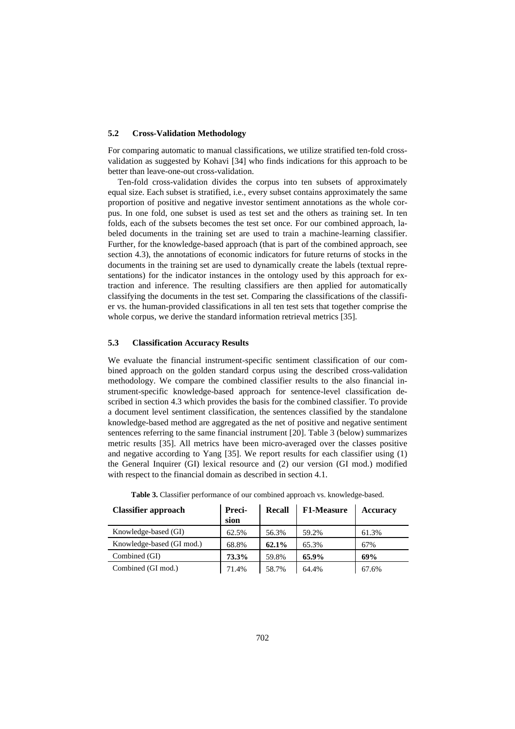### 5.2 Cross-Validation Methodology

For comparing automatic to manual classifications, we utilize stratified ten-fold cross-validation as suggested by Kohavi [34] who finds indications for this approach to be better than leave-one-out cross-validation.

Ten-fold cross-validation divides the corpus into ten subsets of approximately equal size. Each subset is stratified, i.e., every subset contains approximately the same proportion of positive and negative investor sentiment annotations as the whole corpus. In one fold, one subset is used as test set and the others as training set. In ten folds, each of the subsets becomes the test set once. For our combined approach, labeled documents in the training set are used to train a machine-learning classifier. Further, for the knowledge-based approach (that is part of the combined approach, see section 4.3), the annotations of economic indicators for future returns of stocks in the documents in the training set are used to dynamically create the labels (textual representations) for the indicator instances in the ontology used by this approach for extraction and inference. The resulting classifiers are then applied for automatically classifying the documents in the test set. Comparing the classifications of the classifier vs. the human-provided classifications in all ten test sets that together comprise the whole corpus, we derive the standard information retrieval metrics [35].

### 5.3 Classification Accuracy Results

We evaluate the financial instrument-specific sentiment classification of our combined approach on the golden standard corpus using the described cross-validation methodology. We compare the combined classifier results to the also financial instrument-specific knowledge-based approach for sentence-level classification described in section 4.3 which provides the basis for the combined classifier. To provide a document level sentiment classification, the sentences classified by the standalone knowledge-based method are aggregated as the net of positive and negative sentiment sentences referring to the same financial instrument [20]. Table 3 (below) summarizes metric results [35]. All metrics have been micro-averaged over the classes positive and negative according to Yang [35]. We report results for each classifier using (1) the General Inquirer (GI) lexical resource and (2) our version (GI mod.) modified with respect to the financial domain as described in section 4.1.

**Table 3.** Classifier performance of our combined approach vs. knowledge-based.

| Classifier approach | Precision | Recall | F1-Measure | Accuracy |
|---|---|---|---|---|
| Knowledge-based (GI) | 62.5% | 56.3% | 59.2% | 61.3% |
| Knowledge-based (GI mod.) | 68.8% | **62.1%** | 65.3% | 67% |
| Combined (GI) | **73.3%** | 59.8% | **65.9%** | **69%** |
| Combined (GI mod.) | 71.4% | 58.7% | 64.4% | 67.6% |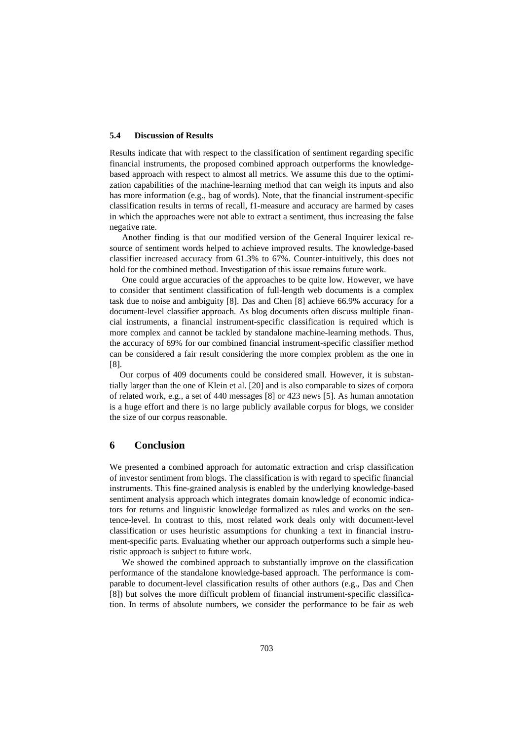### 5.4 Discussion of Results

Results indicate that with respect to the classification of sentiment regarding specific financial instruments, the proposed combined approach outperforms the knowledge-based approach with respect to almost all metrics. We assume this due to the optimization capabilities of the machine-learning method that can weigh its inputs and also has more information (e.g., bag of words). Note, that the financial instrument-specific classification results in terms of recall, f1-measure and accuracy are harmed by cases in which the approaches were not able to extract a sentiment, thus increasing the false negative rate.

Another finding is that our modified version of the General Inquirer lexical resource of sentiment words helped to achieve improved results. The knowledge-based classifier increased accuracy from 61.3% to 67%. Counter-intuitively, this does not hold for the combined method. Investigation of this issue remains future work.

One could argue accuracies of the approaches to be quite low. However, we have to consider that sentiment classification of full-length web documents is a complex task due to noise and ambiguity [8]. Das and Chen [8] achieve 66.9% accuracy for a document-level classifier approach. As blog documents often discuss multiple financial instruments, a financial instrument-specific classification is required which is more complex and cannot be tackled by standalone machine-learning methods. Thus, the accuracy of 69% for our combined financial instrument-specific classifier method can be considered a fair result considering the more complex problem as the one in [8].

Our corpus of 409 documents could be considered small. However, it is substantially larger than the one of Klein et al. [20] and is also comparable to sizes of corpora of related work, e.g., a set of 440 messages [8] or 423 news [5]. As human annotation is a huge effort and there is no large publicly available corpus for blogs, we consider the size of our corpus reasonable.

## 6 Conclusion

We presented a combined approach for automatic extraction and crisp classification of investor sentiment from blogs. The classification is with regard to specific financial instruments. This fine-grained analysis is enabled by the underlying knowledge-based sentiment analysis approach which integrates domain knowledge of economic indicators for returns and linguistic knowledge formalized as rules and works on the sentence-level. In contrast to this, most related work deals only with document-level classification or uses heuristic assumptions for chunking a text in financial instrument-specific parts. Evaluating whether our approach outperforms such a simple heuristic approach is subject to future work.

We showed the combined approach to substantially improve on the classification performance of the standalone knowledge-based approach. The performance is comparable to document-level classification results of other authors (e.g., Das and Chen [8]) but solves the more difficult problem of financial instrument-specific classification. In terms of absolute numbers, we consider the performance to be fair as web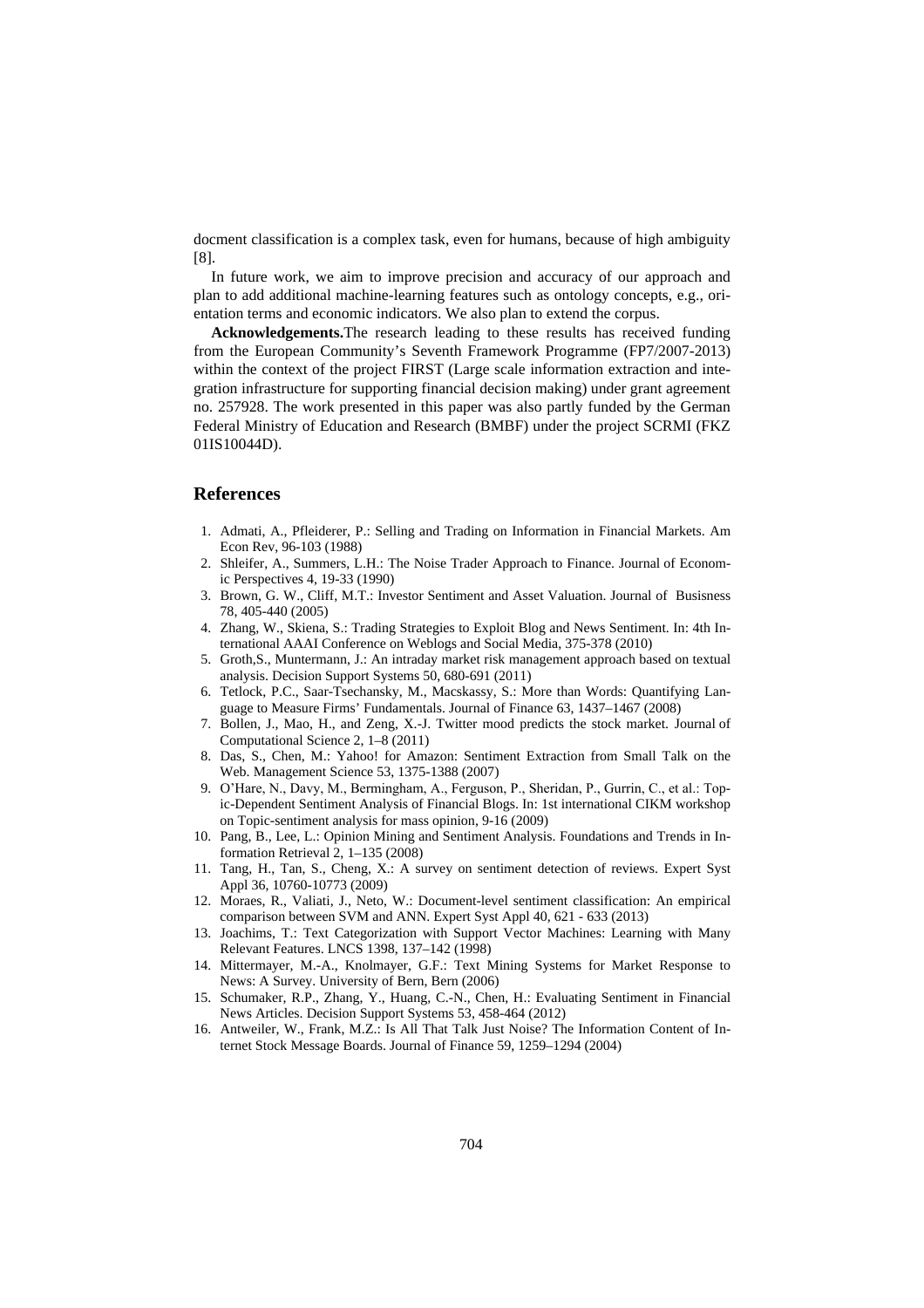docment classification is a complex task, even for humans, because of high ambiguity [8].

In future work, we aim to improve precision and accuracy of our approach and plan to add additional machine-learning features such as ontology concepts, e.g., orientation terms and economic indicators. We also plan to extend the corpus.

**Acknowledgements.**The research leading to these results has received funding from the European Community's Seventh Framework Programme (FP7/2007-2013) within the context of the project FIRST (Large scale information extraction and integration infrastructure for supporting financial decision making) under grant agreement no. 257928. The work presented in this paper was also partly funded by the German Federal Ministry of Education and Research (BMBF) under the project SCRMI (FKZ 01IS10044D).

## References

1. Admati, A., Pfleiderer, P.: Selling and Trading on Information in Financial Markets. Am Econ Rev, 96-103 (1988)
2. Shleifer, A., Summers, L.H.: The Noise Trader Approach to Finance. Journal of Economic Perspectives 4, 19-33 (1990)
3. Brown, G. W., Cliff, M.T.: Investor Sentiment and Asset Valuation. Journal of Busisness 78, 405-440 (2005)
4. Zhang, W., Skiena, S.: Trading Strategies to Exploit Blog and News Sentiment. In: 4th International AAAI Conference on Weblogs and Social Media, 375-378 (2010)
5. Groth,S., Muntermann, J.: An intraday market risk management approach based on textual analysis. Decision Support Systems 50, 680-691 (2011)
6. Tetlock, P.C., Saar-Tsechansky, M., Macskassy, S.: More than Words: Quantifying Language to Measure Firms' Fundamentals. Journal of Finance 63, 1437–1467 (2008)
7. Bollen, J., Mao, H., and Zeng, X.-J. Twitter mood predicts the stock market. Journal of Computational Science 2, 1–8 (2011)
8. Das, S., Chen, M.: Yahoo! for Amazon: Sentiment Extraction from Small Talk on the Web. Management Science 53, 1375-1388 (2007)
9. O'Hare, N., Davy, M., Bermingham, A., Ferguson, P., Sheridan, P., Gurrin, C., et al.: Topic-Dependent Sentiment Analysis of Financial Blogs. In: 1st international CIKM workshop on Topic-sentiment analysis for mass opinion, 9-16 (2009)
10. Pang, B., Lee, L.: Opinion Mining and Sentiment Analysis. Foundations and Trends in Information Retrieval 2, 1–135 (2008)
11. Tang, H., Tan, S., Cheng, X.: A survey on sentiment detection of reviews. Expert Syst Appl 36, 10760-10773 (2009)
12. Moraes, R., Valiati, J., Neto, W.: Document-level sentiment classification: An empirical comparison between SVM and ANN. Expert Syst Appl 40, 621 - 633 (2013)
13. Joachims, T.: Text Categorization with Support Vector Machines: Learning with Many Relevant Features. LNCS 1398, 137–142 (1998)
14. Mittermayer, M.-A., Knolmayer, G.F.: Text Mining Systems for Market Response to News: A Survey. University of Bern, Bern (2006)
15. Schumaker, R.P., Zhang, Y., Huang, C.-N., Chen, H.: Evaluating Sentiment in Financial News Articles. Decision Support Systems 53, 458-464 (2012)
16. Antweiler, W., Frank, M.Z.: Is All That Talk Just Noise? The Information Content of Internet Stock Message Boards. Journal of Finance 59, 1259–1294 (2004)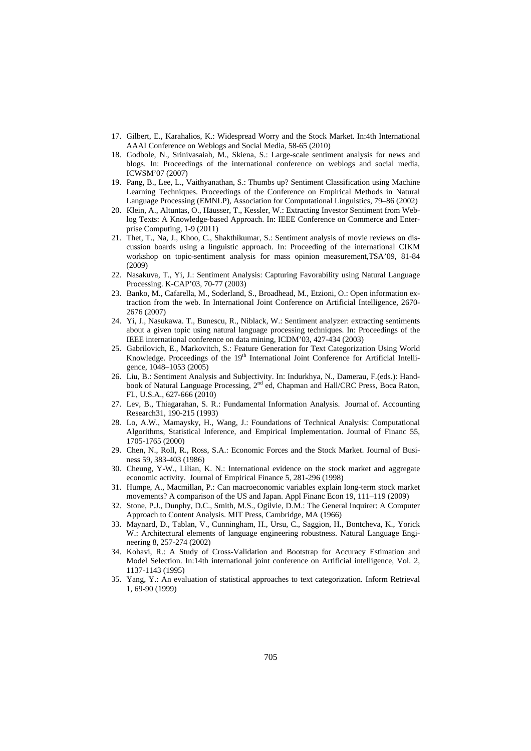17. Gilbert, E., Karahalios, K.: Widespread Worry and the Stock Market. In:4th International AAAI Conference on Weblogs and Social Media, 58-65 (2010)
18. Godbole, N., Srinivasaiah, M., Skiena, S.: Large-scale sentiment analysis for news and blogs. In: Proceedings of the international conference on weblogs and social media, ICWSM'07 (2007)
19. Pang, B., Lee, L., Vaithyanathan, S.: Thumbs up? Sentiment Classification using Machine Learning Techniques. Proceedings of the Conference on Empirical Methods in Natural Language Processing (EMNLP), Association for Computational Linguistics, 79–86 (2002)
20. Klein, A., Altuntas, O., Häusser, T., Kessler, W.: Extracting Investor Sentiment from Weblog Texts: A Knowledge-based Approach. In: IEEE Conference on Commerce and Enterprise Computing, 1-9 (2011)
21. Thet, T., Na, J., Khoo, C., Shakthikumar, S.: Sentiment analysis of movie reviews on discussion boards using a linguistic approach. In: Proceeding of the international CIKM workshop on topic-sentiment analysis for mass opinion measurement,TSA'09, 81-84 (2009)
22. Nasakuva, T., Yi, J.: Sentiment Analysis: Capturing Favorability using Natural Language Processing. K-CAP'03, 70-77 (2003)
23. Banko, M., Cafarella, M., Soderland, S., Broadhead, M., Etzioni, O.: Open information extraction from the web. In International Joint Conference on Artificial Intelligence, 2670-2676 (2007)
24. Yi, J., Nasukawa. T., Bunescu, R., Niblack, W.: Sentiment analyzer: extracting sentiments about a given topic using natural language processing techniques. In: Proceedings of the IEEE international conference on data mining, ICDM'03, 427-434 (2003)
25. Gabrilovich, E., Markovitch, S.: Feature Generation for Text Categorization Using World Knowledge. Proceedings of the 19th International Joint Conference for Artificial Intelligence, 1048–1053 (2005)
26. Liu, B.: Sentiment Analysis and Subjectivity. In: Indurkhya, N., Damerau, F.(eds.): Handbook of Natural Language Processing, 2nd ed, Chapman and Hall/CRC Press, Boca Raton, FL, U.S.A., 627-666 (2010)
27. Lev, B., Thiagarahan, S. R.: Fundamental Information Analysis. Journal of. Accounting Research31, 190-215 (1993)
28. Lo, A.W., Mamaysky, H., Wang, J.: Foundations of Technical Analysis: Computational Algorithms, Statistical Inference, and Empirical Implementation. Journal of Financ 55, 1705-1765 (2000)
29. Chen, N., Roll, R., Ross, S.A.: Economic Forces and the Stock Market. Journal of Business 59, 383-403 (1986)
30. Cheung, Y-W., Lilian, K. N.: International evidence on the stock market and aggregate economic activity. Journal of Empirical Finance 5, 281-296 (1998)
31. Humpe, A., Macmillan, P.: Can macroeconomic variables explain long-term stock market movements? A comparison of the US and Japan. Appl Financ Econ 19, 111–119 (2009)
32. Stone, P.J., Dunphy, D.C., Smith, M.S., Ogilvie, D.M.: The General Inquirer: A Computer Approach to Content Analysis. MIT Press, Cambridge, MA (1966)
33. Maynard, D., Tablan, V., Cunningham, H., Ursu, C., Saggion, H., Bontcheva, K., Yorick W.: Architectural elements of language engineering robustness. Natural Language Engineering 8, 257-274 (2002)
34. Kohavi, R.: A Study of Cross-Validation and Bootstrap for Accuracy Estimation and Model Selection. In:14th international joint conference on Artificial intelligence, Vol. 2, 1137-1143 (1995)
35. Yang, Y.: An evaluation of statistical approaches to text categorization. Inform Retrieval 1, 69-90 (1999)